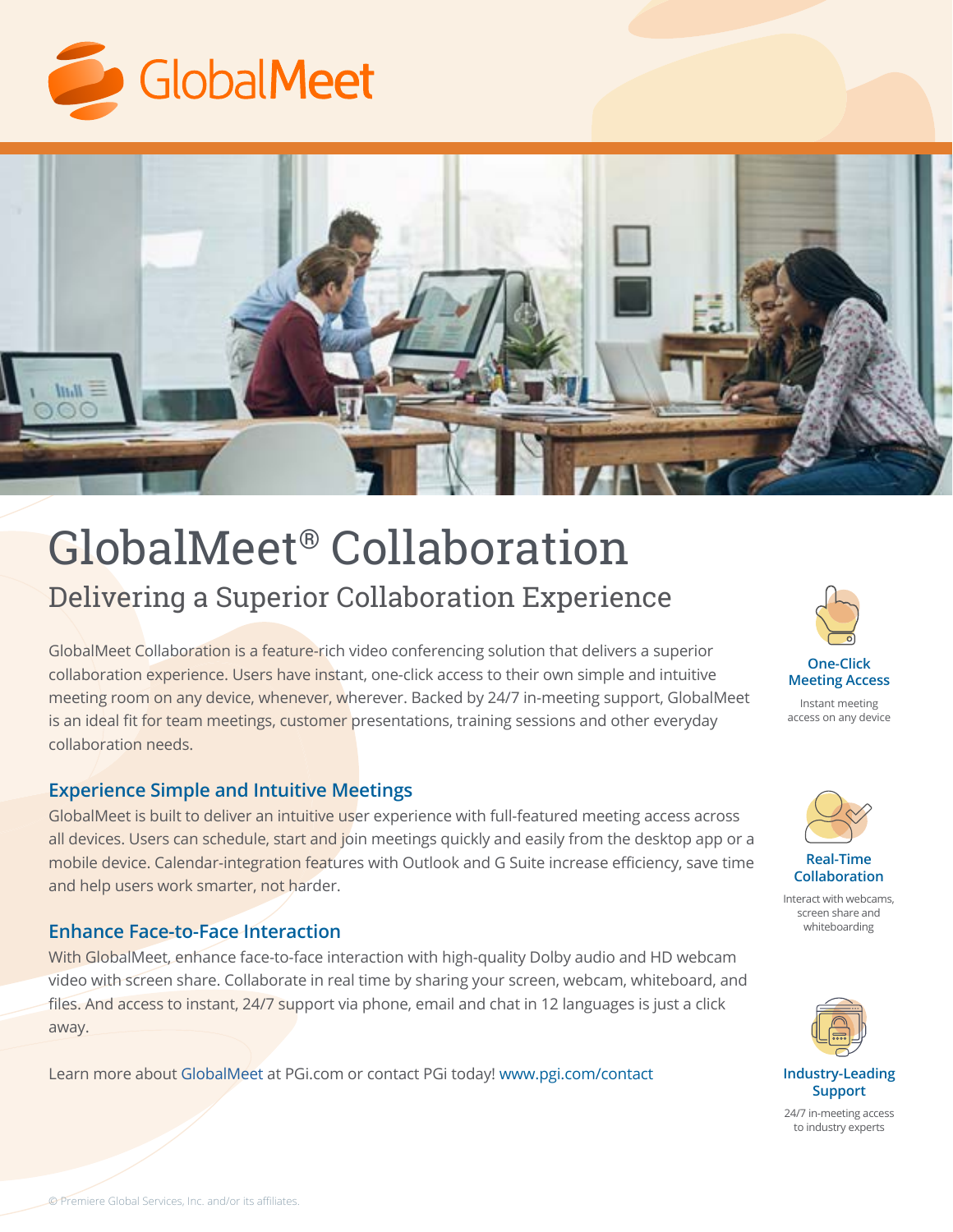GlobalMeet

# GlobalMeet® Collaboration

## Delivering a Superior Collaboration Experience

GlobalMeet Collaboration is a feature-rich video conferencing solution that delivers a superior collaboration experience. Users have instant, one-click access to their own simple and intuitive meeting room on any device, whenever, wherever. Backed by 24/7 in-meeting support, GlobalMeet is an ideal fit for team meetings, customer presentations, training sessions and other everyday collaboration needs.

### Experience Simple and Intuitive Meetings

GlobalMeet is built to deliver an intuitive user experience with full-featured meeting access across all devices. Users can schedule, start and join meetings quickly and easily from the desktop app or a mobile device. Calendar-integration features with Outlook and G Suite increase efficiency, save time and help users work smarter, not harder.

### Enhance Face-to-Face Interaction

With GlobalMeet, enhance face-to-face interaction with high-quality Dolby audio and HD webcam video with screen share. Collaborate in real time by sharing your screen, webcam, whiteboard, and files. And access to instant, 24/7 support via phone, email and chat in 12 languages is just a click away.

Learn more about GlobalMeet at PGi.com or contact PGi today! www.pgi.com/contact

**One-Click Meeting Access**

Instant meeting access on any device

**Real-Time Collaboration**

Interact with webcams, screen share and whiteboarding

**Industry-Leading Support**

24/7 in-meeting access to industry experts

© Premiere Global Services, Inc. and/or its affiliates.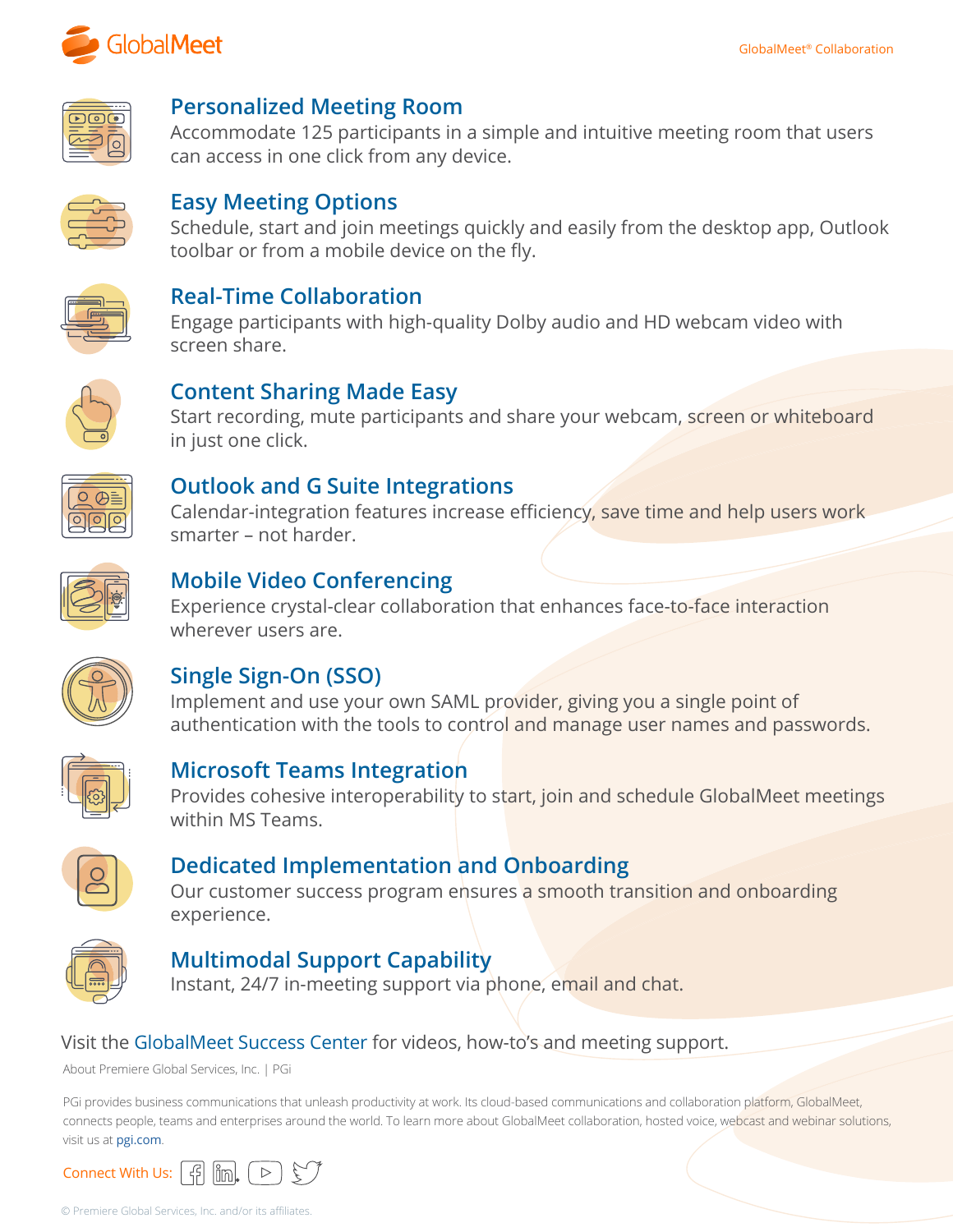## Personalized Meeting Room

Accommodate 125 participants in a simple and intuitive meeting room that users can access in one click from any device.

## Easy Meeting Options

Schedule, start and join meetings quickly and easily from the desktop app, Outlook toolbar or from a mobile device on the fly.

## Real-Time Collaboration

Engage participants with high-quality Dolby audio and HD webcam video with screen share.

## Content Sharing Made Easy

Start recording, mute participants and share your webcam, screen or whiteboard in just one click.

## Outlook and G Suite Integrations

Calendar-integration features increase efficiency, save time and help users work smarter – not harder.

## Mobile Video Conferencing

Experience crystal-clear collaboration that enhances face-to-face interaction wherever users are.

## Single Sign-On (SSO)

Implement and use your own SAML provider, giving you a single point of authentication with the tools to control and manage user names and passwords.

## Microsoft Teams Integration

Provides cohesive interoperability to start, join and schedule GlobalMeet meetings within MS Teams.

## Dedicated Implementation and Onboarding

Our customer success program ensures a smooth transition and onboarding experience.

## Multimodal Support Capability

Instant, 24/7 in-meeting support via phone, email and chat.

Visit the GlobalMeet Success Center for videos, how-to's and meeting support.

About Premiere Global Services, Inc. | PGi

PGi provides business communications that unleash productivity at work. Its cloud-based communications and collaboration platform, GlobalMeet, connects people, teams and enterprises around the world. To learn more about GlobalMeet collaboration, hosted voice, webcast and webinar solutions, visit us at pgi.com.

Connect With Us:

© Premiere Global Services, Inc. and/or its affiliates.